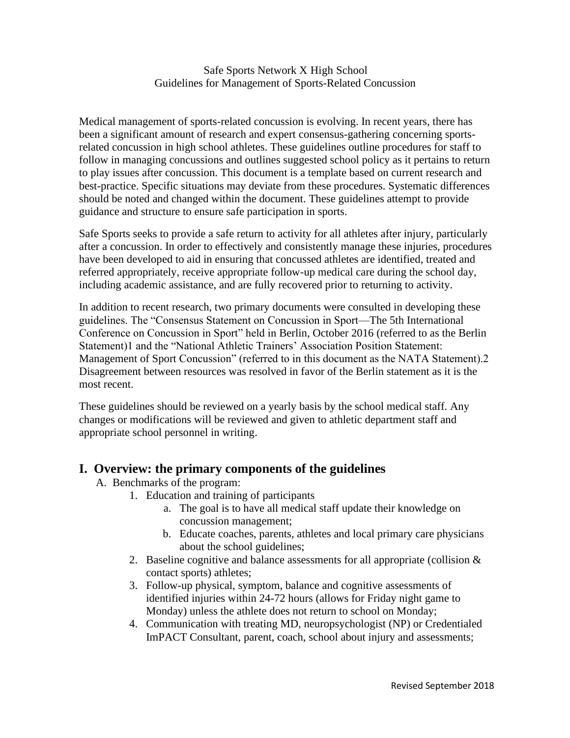Safe Sports Network X High School
Guidelines for Management of Sports-Related Concussion

Medical management of sports-related concussion is evolving. In recent years, there has been a significant amount of research and expert consensus-gathering concerning sports-related concussion in high school athletes. These guidelines outline procedures for staff to follow in managing concussions and outlines suggested school policy as it pertains to return to play issues after concussion. This document is a template based on current research and best-practice. Specific situations may deviate from these procedures. Systematic differences should be noted and changed within the document. These guidelines attempt to provide guidance and structure to ensure safe participation in sports.

Safe Sports seeks to provide a safe return to activity for all athletes after injury, particularly after a concussion. In order to effectively and consistently manage these injuries, procedures have been developed to aid in ensuring that concussed athletes are identified, treated and referred appropriately, receive appropriate follow-up medical care during the school day, including academic assistance, and are fully recovered prior to returning to activity.

In addition to recent research, two primary documents were consulted in developing these guidelines. The "Consensus Statement on Concussion in Sport—The 5th International Conference on Concussion in Sport" held in Berlin, October 2016 (referred to as the Berlin Statement)[1] and the "National Athletic Trainers' Association Position Statement: Management of Sport Concussion" (referred to in this document as the NATA Statement).[2] Disagreement between resources was resolved in favor of the Berlin statement as it is the most recent.

These guidelines should be reviewed on a yearly basis by the school medical staff. Any changes or modifications will be reviewed and given to athletic department staff and appropriate school personnel in writing.

## I. Overview: the primary components of the guidelines

A. Benchmarks of the program:

1. Education and training of participants
    a. The goal is to have all medical staff update their knowledge on concussion management;
    b. Educate coaches, parents, athletes and local primary care physicians about the school guidelines;
2. Baseline cognitive and balance assessments for all appropriate (collision & contact sports) athletes;
3. Follow-up physical, symptom, balance and cognitive assessments of identified injuries within 24-72 hours (allows for Friday night game to Monday) unless the athlete does not return to school on Monday;
4. Communication with treating MD, neuropsychologist (NP) or Credentialed ImPACT Consultant, parent, coach, school about injury and assessments;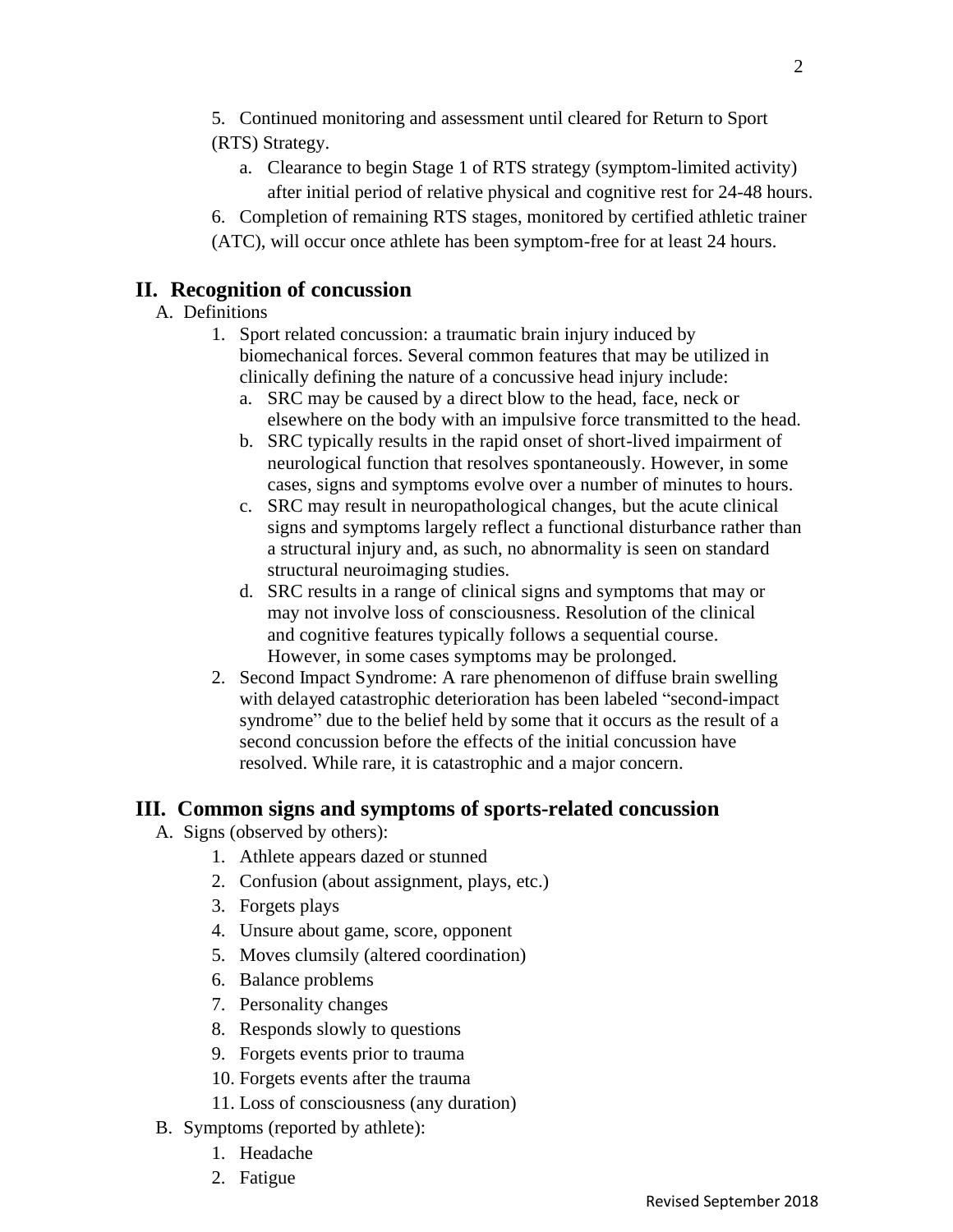5. Continued monitoring and assessment until cleared for Return to Sport (RTS) Strategy.
    a. Clearance to begin Stage 1 of RTS strategy (symptom-limited activity) after initial period of relative physical and cognitive rest for 24-48 hours.
6. Completion of remaining RTS stages, monitored by certified athletic trainer (ATC), will occur once athlete has been symptom-free for at least 24 hours.

## II. Recognition of concussion

A. Definitions

1. Sport related concussion: a traumatic brain injury induced by biomechanical forces. Several common features that may be utilized in clinically defining the nature of a concussive head injury include:
    a. SRC may be caused by a direct blow to the head, face, neck or elsewhere on the body with an impulsive force transmitted to the head.
    b. SRC typically results in the rapid onset of short-lived impairment of neurological function that resolves spontaneously. However, in some cases, signs and symptoms evolve over a number of minutes to hours.
    c. SRC may result in neuropathological changes, but the acute clinical signs and symptoms largely reflect a functional disturbance rather than a structural injury and, as such, no abnormality is seen on standard structural neuroimaging studies.
    d. SRC results in a range of clinical signs and symptoms that may or may not involve loss of consciousness. Resolution of the clinical and cognitive features typically follows a sequential course. However, in some cases symptoms may be prolonged.
2. Second Impact Syndrome: A rare phenomenon of diffuse brain swelling with delayed catastrophic deterioration has been labeled "second-impact syndrome" due to the belief held by some that it occurs as the result of a second concussion before the effects of the initial concussion have resolved. While rare, it is catastrophic and a major concern.

## III. Common signs and symptoms of sports-related concussion

A. Signs (observed by others):

1. Athlete appears dazed or stunned
2. Confusion (about assignment, plays, etc.)
3. Forgets plays
4. Unsure about game, score, opponent
5. Moves clumsily (altered coordination)
6. Balance problems
7. Personality changes
8. Responds slowly to questions
9. Forgets events prior to trauma
10. Forgets events after the trauma
11. Loss of consciousness (any duration)

B. Symptoms (reported by athlete):

1. Headache
2. Fatigue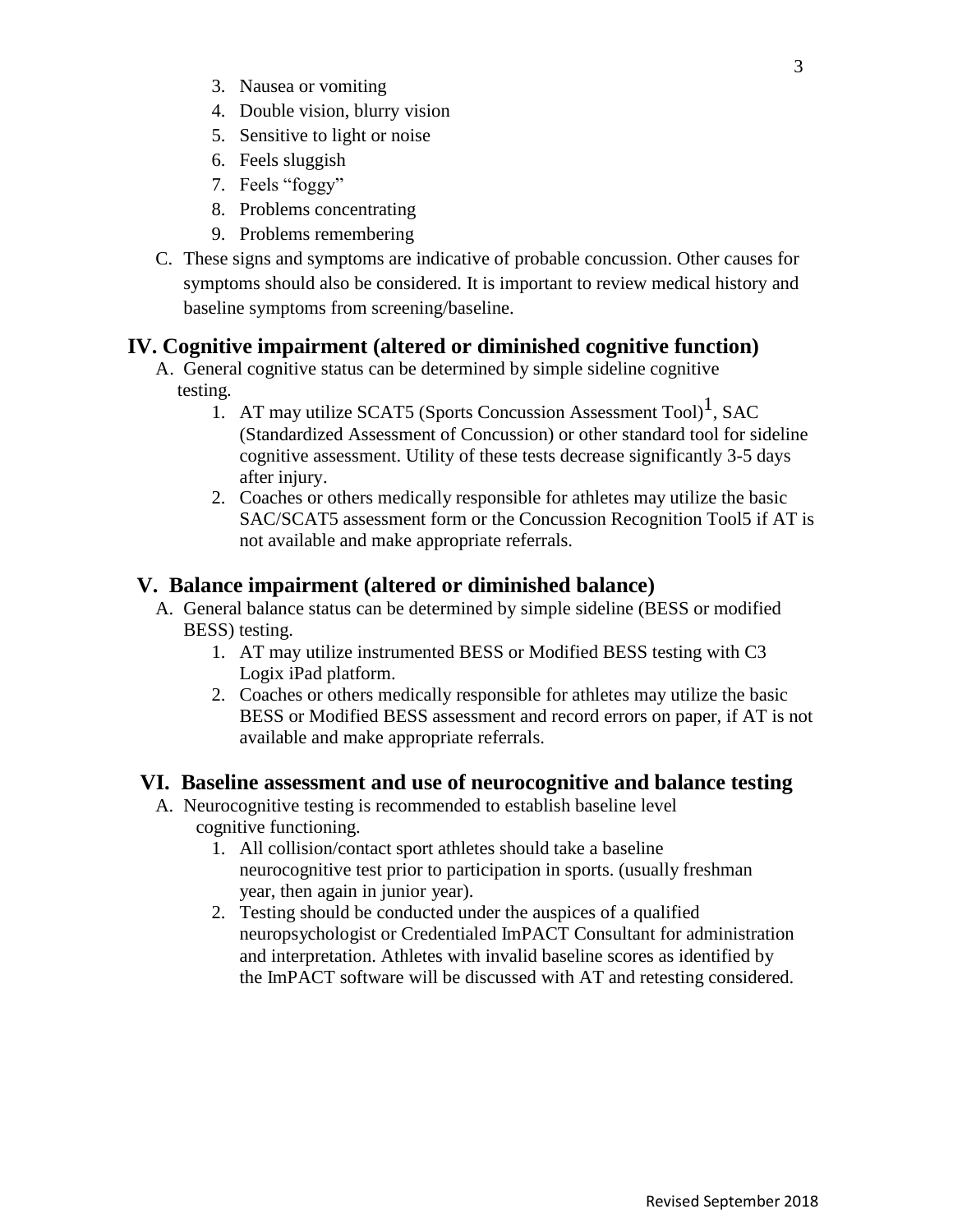3. Nausea or vomiting
4. Double vision, blurry vision
5. Sensitive to light or noise
6. Feels sluggish
7. Feels "foggy"
8. Problems concentrating
9. Problems remembering

C. These signs and symptoms are indicative of probable concussion. Other causes for symptoms should also be considered. It is important to review medical history and baseline symptoms from screening/baseline.

## IV. Cognitive impairment (altered or diminished cognitive function)

A. General cognitive status can be determined by simple sideline cognitive testing.

1. AT may utilize SCAT5 (Sports Concussion Assessment Tool)[1], SAC (Standardized Assessment of Concussion) or other standard tool for sideline cognitive assessment. Utility of these tests decrease significantly 3-5 days after injury.
2. Coaches or others medically responsible for athletes may utilize the basic SAC/SCAT5 assessment form or the Concussion Recognition Tool5 if AT is not available and make appropriate referrals.

## V. Balance impairment (altered or diminished balance)

A. General balance status can be determined by simple sideline (BESS or modified BESS) testing.

1. AT may utilize instrumented BESS or Modified BESS testing with C3 Logix iPad platform.
2. Coaches or others medically responsible for athletes may utilize the basic BESS or Modified BESS assessment and record errors on paper, if AT is not available and make appropriate referrals.

## VI. Baseline assessment and use of neurocognitive and balance testing

A. Neurocognitive testing is recommended to establish baseline level cognitive functioning.

1. All collision/contact sport athletes should take a baseline neurocognitive test prior to participation in sports. (usually freshman year, then again in junior year).
2. Testing should be conducted under the auspices of a qualified neuropsychologist or Credentialed ImPACT Consultant for administration and interpretation. Athletes with invalid baseline scores as identified by the ImPACT software will be discussed with AT and retesting considered.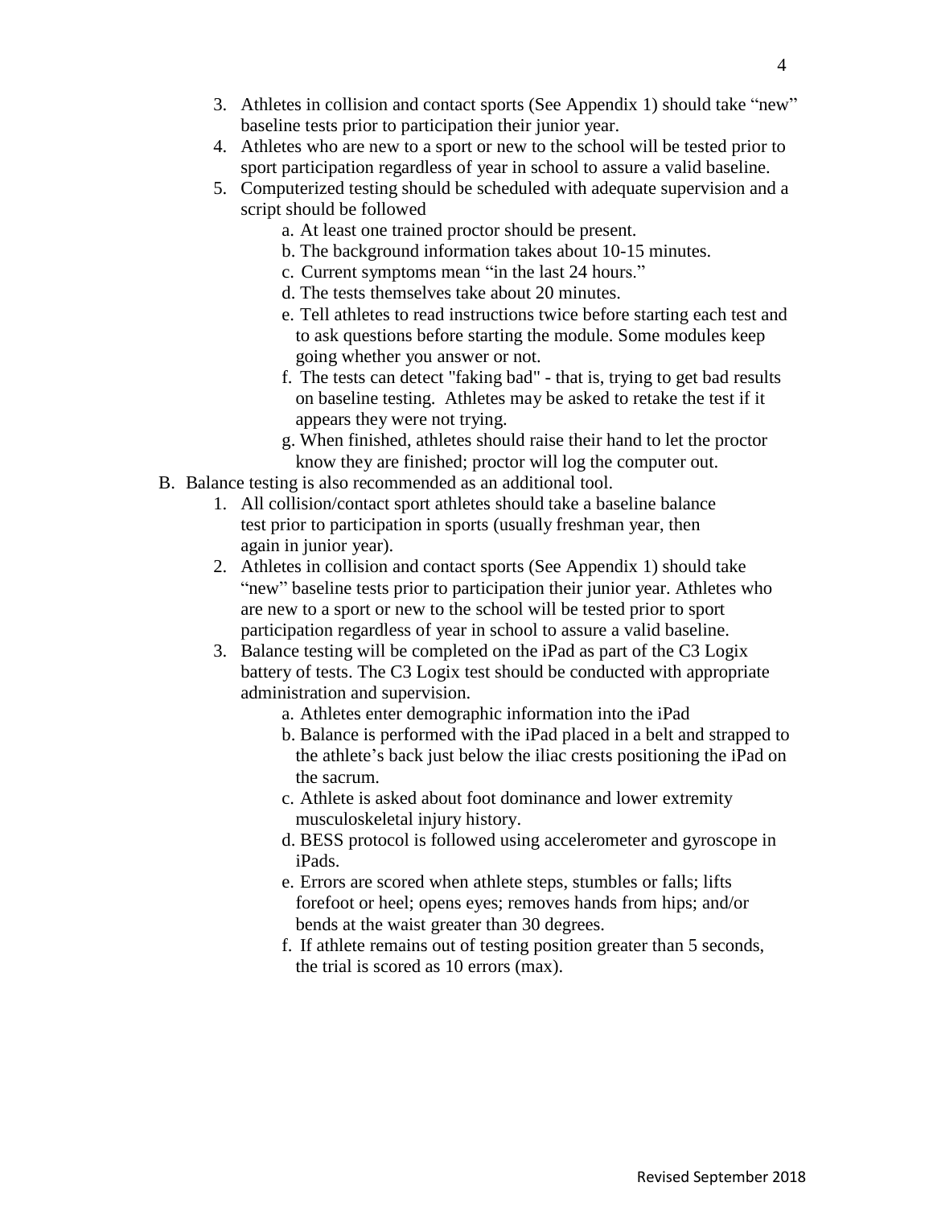3. Athletes in collision and contact sports (See Appendix 1) should take "new" baseline tests prior to participation their junior year.
4. Athletes who are new to a sport or new to the school will be tested prior to sport participation regardless of year in school to assure a valid baseline.
5. Computerized testing should be scheduled with adequate supervision and a script should be followed
   a. At least one trained proctor should be present.
   b. The background information takes about 10-15 minutes.
   c. Current symptoms mean "in the last 24 hours."
   d. The tests themselves take about 20 minutes.
   e. Tell athletes to read instructions twice before starting each test and to ask questions before starting the module. Some modules keep going whether you answer or not.
   f. The tests can detect "faking bad" - that is, trying to get bad results on baseline testing. Athletes may be asked to retake the test if it appears they were not trying.
   g. When finished, athletes should raise their hand to let the proctor know they are finished; proctor will log the computer out.

B. Balance testing is also recommended as an additional tool.
   1. All collision/contact sport athletes should take a baseline balance test prior to participation in sports (usually freshman year, then again in junior year).
   2. Athletes in collision and contact sports (See Appendix 1) should take "new" baseline tests prior to participation their junior year. Athletes who are new to a sport or new to the school will be tested prior to sport participation regardless of year in school to assure a valid baseline.
   3. Balance testing will be completed on the iPad as part of the C3 Logix battery of tests. The C3 Logix test should be conducted with appropriate administration and supervision.
      a. Athletes enter demographic information into the iPad
      b. Balance is performed with the iPad placed in a belt and strapped to the athlete's back just below the iliac crests positioning the iPad on the sacrum.
      c. Athlete is asked about foot dominance and lower extremity musculoskeletal injury history.
      d. BESS protocol is followed using accelerometer and gyroscope in iPads.
      e. Errors are scored when athlete steps, stumbles or falls; lifts forefoot or heel; opens eyes; removes hands from hips; and/or bends at the waist greater than 30 degrees.
      f. If athlete remains out of testing position greater than 5 seconds, the trial is scored as 10 errors (max).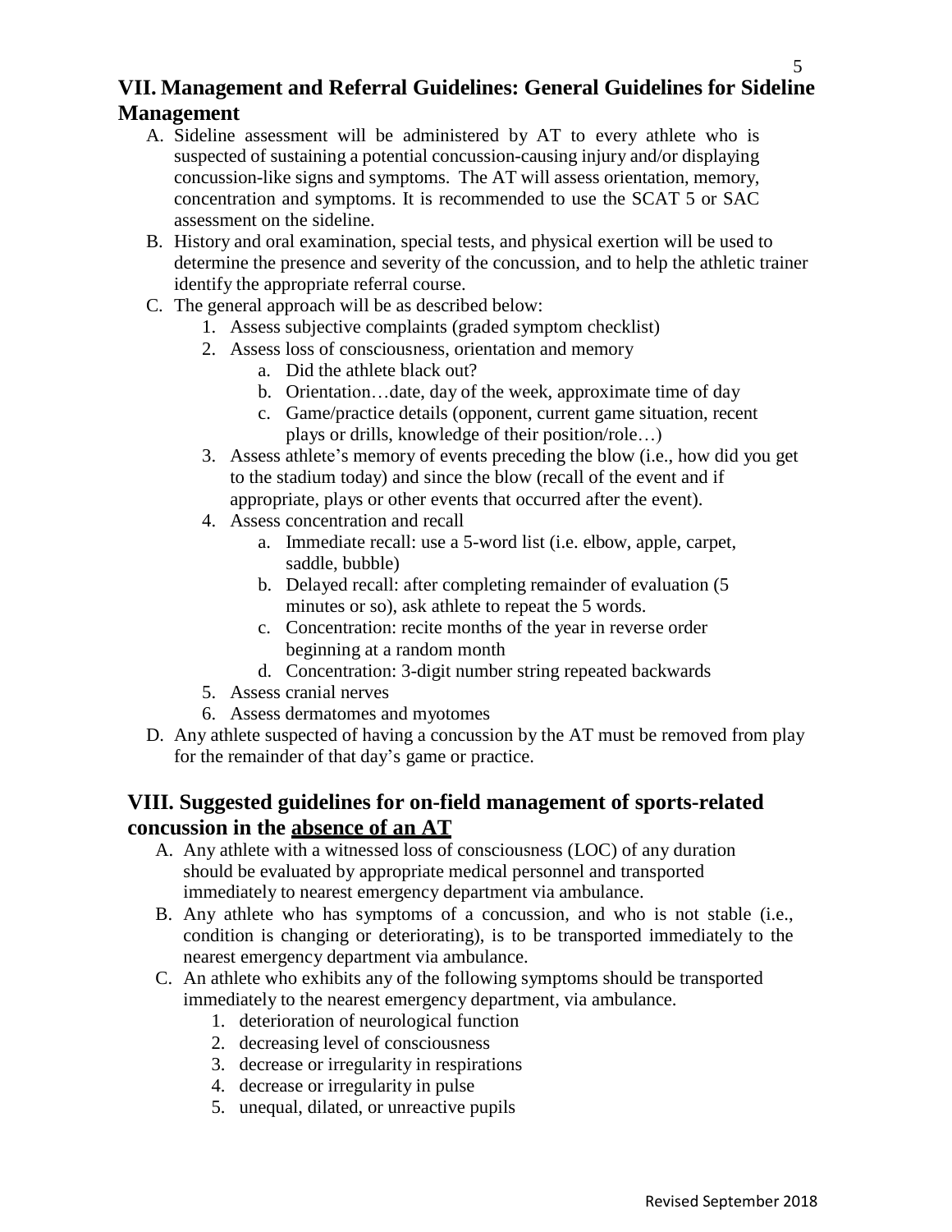## VII. Management and Referral Guidelines: General Guidelines for Sideline Management

A. Sideline assessment will be administered by AT to every athlete who is suspected of sustaining a potential concussion-causing injury and/or displaying concussion-like signs and symptoms. The AT will assess orientation, memory, concentration and symptoms. It is recommended to use the SCAT 5 or SAC assessment on the sideline.

B. History and oral examination, special tests, and physical exertion will be used to determine the presence and severity of the concussion, and to help the athletic trainer identify the appropriate referral course.

C. The general approach will be as described below:
   1. Assess subjective complaints (graded symptom checklist)
   2. Assess loss of consciousness, orientation and memory
      a. Did the athlete black out?
      b. Orientation…date, day of the week, approximate time of day
      c. Game/practice details (opponent, current game situation, recent plays or drills, knowledge of their position/role…)
   3. Assess athlete's memory of events preceding the blow (i.e., how did you get to the stadium today) and since the blow (recall of the event and if appropriate, plays or other events that occurred after the event).
   4. Assess concentration and recall
      a. Immediate recall: use a 5-word list (i.e. elbow, apple, carpet, saddle, bubble)
      b. Delayed recall: after completing remainder of evaluation (5 minutes or so), ask athlete to repeat the 5 words.
      c. Concentration: recite months of the year in reverse order beginning at a random month
      d. Concentration: 3-digit number string repeated backwards
   5. Assess cranial nerves
   6. Assess dermatomes and myotomes

D. Any athlete suspected of having a concussion by the AT must be removed from play for the remainder of that day's game or practice.

## VIII. Suggested guidelines for on-field management of sports-related concussion in the <u>absence of an AT</u>

A. Any athlete with a witnessed loss of consciousness (LOC) of any duration should be evaluated by appropriate medical personnel and transported immediately to nearest emergency department via ambulance.

B. Any athlete who has symptoms of a concussion, and who is not stable (i.e., condition is changing or deteriorating), is to be transported immediately to the nearest emergency department via ambulance.

C. An athlete who exhibits any of the following symptoms should be transported immediately to the nearest emergency department, via ambulance.
   1. deterioration of neurological function
   2. decreasing level of consciousness
   3. decrease or irregularity in respirations
   4. decrease or irregularity in pulse
   5. unequal, dilated, or unreactive pupils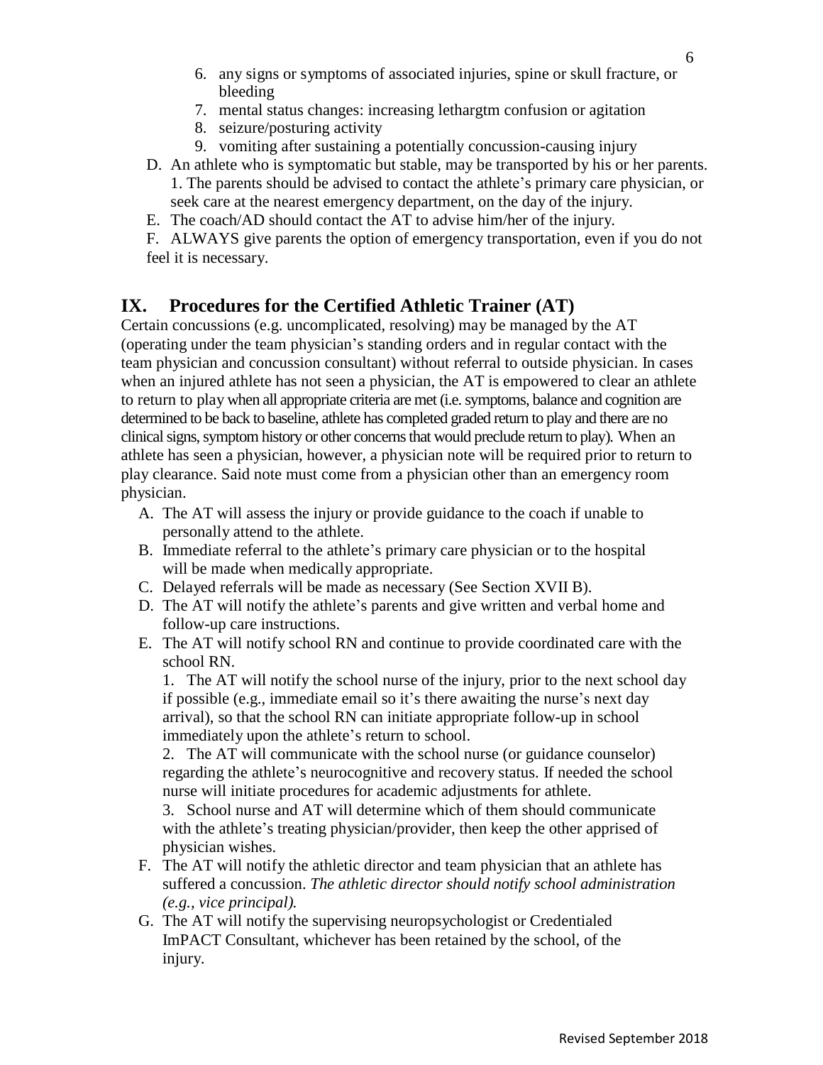6. any signs or symptoms of associated injuries, spine or skull fracture, or bleeding
7. mental status changes: increasing lethargtm confusion or agitation
8. seizure/posturing activity
9. vomiting after sustaining a potentially concussion-causing injury

D. An athlete who is symptomatic but stable, may be transported by his or her parents.
   1. The parents should be advised to contact the athlete's primary care physician, or seek care at the nearest emergency department, on the day of the injury.

E. The coach/AD should contact the AT to advise him/her of the injury.

F. ALWAYS give parents the option of emergency transportation, even if you do not feel it is necessary.

## IX. Procedures for the Certified Athletic Trainer (AT)

Certain concussions (e.g. uncomplicated, resolving) may be managed by the AT (operating under the team physician's standing orders and in regular contact with the team physician and concussion consultant) without referral to outside physician. In cases when an injured athlete has not seen a physician, the AT is empowered to clear an athlete to return to play when all appropriate criteria are met (i.e. symptoms, balance and cognition are determined to be back to baseline, athlete has completed graded return to play and there are no clinical signs, symptom history or other concerns that would preclude return to play). When an athlete has seen a physician, however, a physician note will be required prior to return to play clearance. Said note must come from a physician other than an emergency room physician.

A. The AT will assess the injury or provide guidance to the coach if unable to personally attend to the athlete.
B. Immediate referral to the athlete's primary care physician or to the hospital will be made when medically appropriate.
C. Delayed referrals will be made as necessary (See Section XVII B).
D. The AT will notify the athlete's parents and give written and verbal home and follow-up care instructions.
E. The AT will notify school RN and continue to provide coordinated care with the school RN.
   1. The AT will notify the school nurse of the injury, prior to the next school day if possible (e.g., immediate email so it's there awaiting the nurse's next day arrival), so that the school RN can initiate appropriate follow-up in school immediately upon the athlete's return to school.
   2. The AT will communicate with the school nurse (or guidance counselor) regarding the athlete's neurocognitive and recovery status. If needed the school nurse will initiate procedures for academic adjustments for athlete.
   3. School nurse and AT will determine which of them should communicate with the athlete's treating physician/provider, then keep the other apprised of physician wishes.
F. The AT will notify the athletic director and team physician that an athlete has suffered a concussion. *The athletic director should notify school administration (e.g., vice principal).*
G. The AT will notify the supervising neuropsychologist or Credentialed ImPACT Consultant, whichever has been retained by the school, of the injury.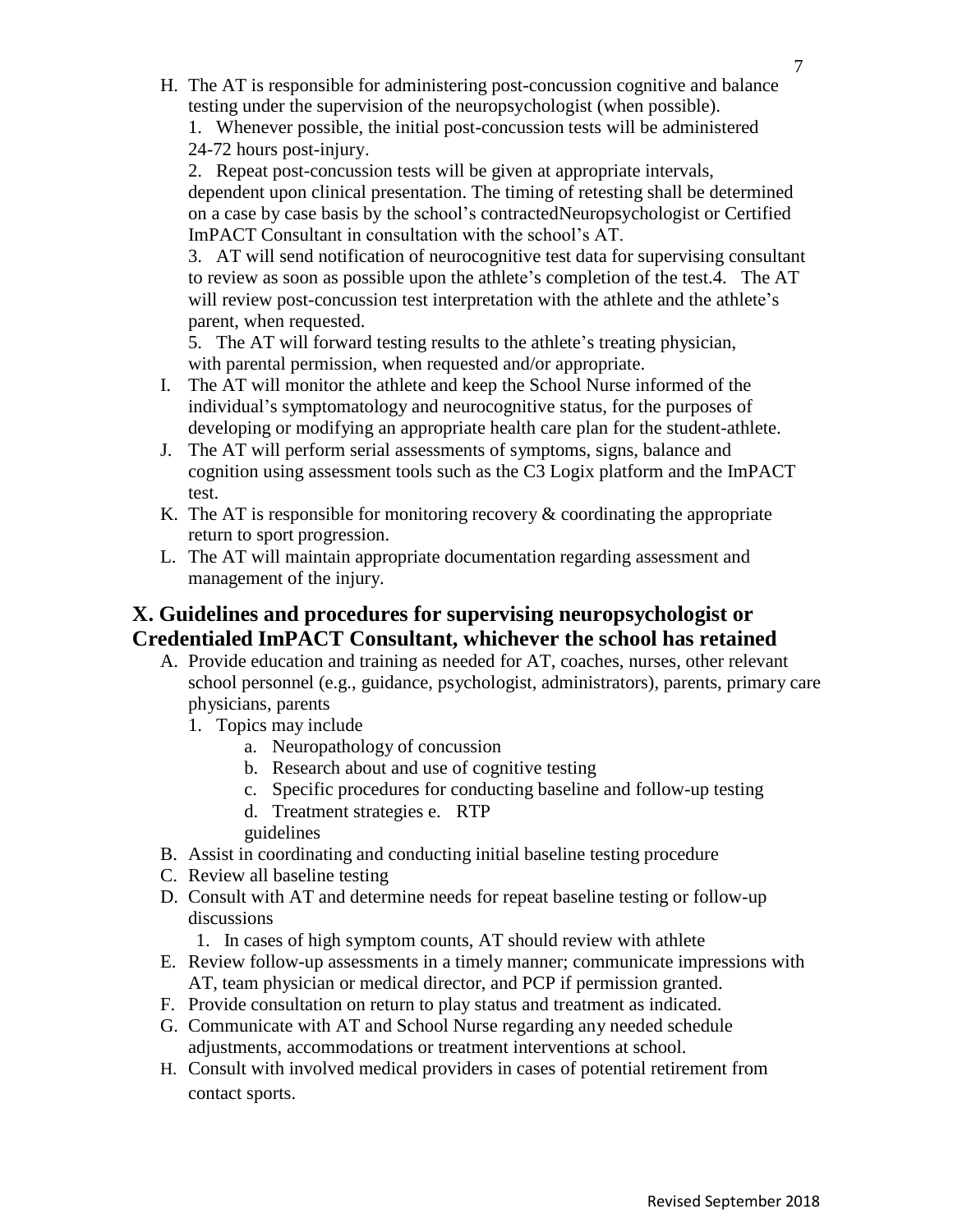H. The AT is responsible for administering post-concussion cognitive and balance testing under the supervision of the neuropsychologist (when possible).
   1. Whenever possible, the initial post-concussion tests will be administered 24-72 hours post-injury.
   2. Repeat post-concussion tests will be given at appropriate intervals, dependent upon clinical presentation. The timing of retesting shall be determined on a case by case basis by the school's contractedNeuropsychologist or Certified ImPACT Consultant in consultation with the school's AT.
   3. AT will send notification of neurocognitive test data for supervising consultant to review as soon as possible upon the athlete's completion of the test.
   4. The AT will review post-concussion test interpretation with the athlete and the athlete's parent, when requested.
   5. The AT will forward testing results to the athlete's treating physician, with parental permission, when requested and/or appropriate.

I. The AT will monitor the athlete and keep the School Nurse informed of the individual's symptomatology and neurocognitive status, for the purposes of developing or modifying an appropriate health care plan for the student-athlete.

J. The AT will perform serial assessments of symptoms, signs, balance and cognition using assessment tools such as the C3 Logix platform and the ImPACT test.

K. The AT is responsible for monitoring recovery & coordinating the appropriate return to sport progression.

L. The AT will maintain appropriate documentation regarding assessment and management of the injury.

## X. Guidelines and procedures for supervising neuropsychologist or Credentialed ImPACT Consultant, whichever the school has retained

A. Provide education and training as needed for AT, coaches, nurses, other relevant school personnel (e.g., guidance, psychologist, administrators), parents, primary care physicians, parents
   1. Topics may include
      a. Neuropathology of concussion
      b. Research about and use of cognitive testing
      c. Specific procedures for conducting baseline and follow-up testing
      d. Treatment strategies
      e. RTP guidelines

B. Assist in coordinating and conducting initial baseline testing procedure

C. Review all baseline testing

D. Consult with AT and determine needs for repeat baseline testing or follow-up discussions
   1. In cases of high symptom counts, AT should review with athlete

E. Review follow-up assessments in a timely manner; communicate impressions with AT, team physician or medical director, and PCP if permission granted.

F. Provide consultation on return to play status and treatment as indicated.

G. Communicate with AT and School Nurse regarding any needed schedule adjustments, accommodations or treatment interventions at school.

H. Consult with involved medical providers in cases of potential retirement from contact sports.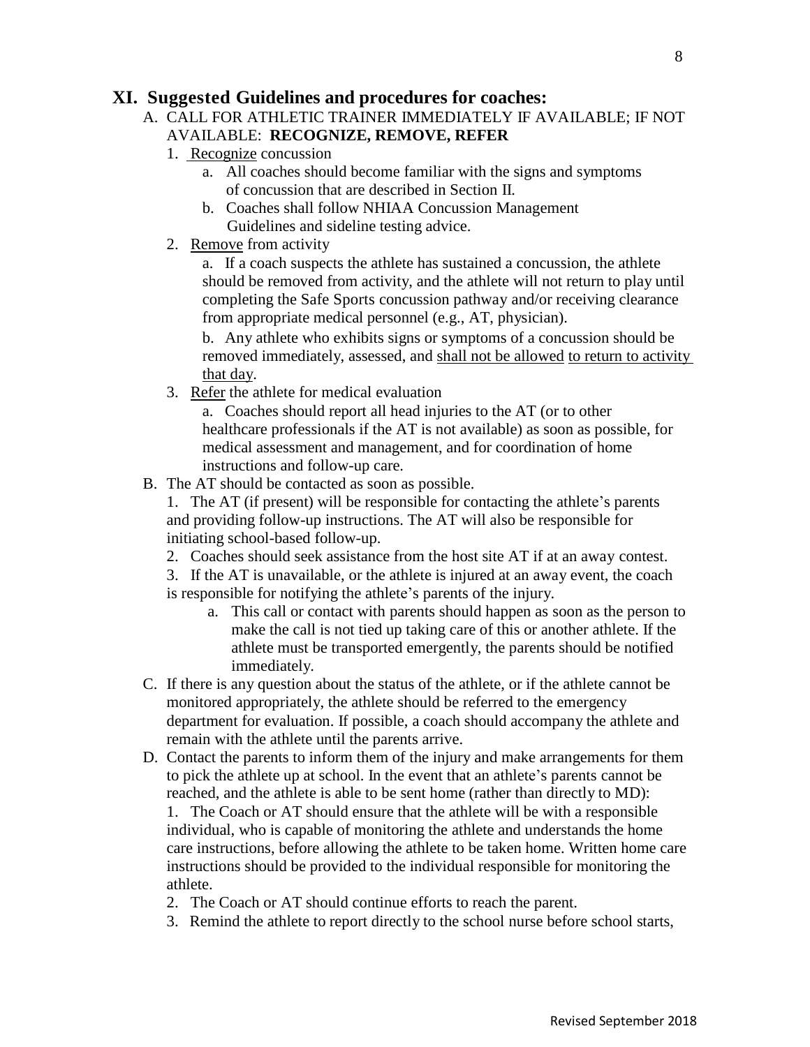## XI. Suggested Guidelines and procedures for coaches:

A. CALL FOR ATHLETIC TRAINER IMMEDIATELY IF AVAILABLE; IF NOT AVAILABLE: **RECOGNIZE, REMOVE, REFER**

1. <u>Recognize</u> concussion
   a. All coaches should become familiar with the signs and symptoms of concussion that are described in Section II.
   b. Coaches shall follow NHIAA Concussion Management Guidelines and sideline testing advice.
2. <u>Remove</u> from activity
   a. If a coach suspects the athlete has sustained a concussion, the athlete should be removed from activity, and the athlete will not return to play until completing the Safe Sports concussion pathway and/or receiving clearance from appropriate medical personnel (e.g., AT, physician).
   b. Any athlete who exhibits signs or symptoms of a concussion should be removed immediately, assessed, and <u>shall not be allowed</u> <u>to return to activity that day</u>.
3. <u>Refer</u> the athlete for medical evaluation
   a. Coaches should report all head injuries to the AT (or to other healthcare professionals if the AT is not available) as soon as possible, for medical assessment and management, and for coordination of home instructions and follow-up care.

B. The AT should be contacted as soon as possible.

1. The AT (if present) will be responsible for contacting the athlete's parents and providing follow-up instructions. The AT will also be responsible for initiating school-based follow-up.
2. Coaches should seek assistance from the host site AT if at an away contest.
3. If the AT is unavailable, or the athlete is injured at an away event, the coach is responsible for notifying the athlete's parents of the injury.
   a. This call or contact with parents should happen as soon as the person to make the call is not tied up taking care of this or another athlete. If the athlete must be transported emergently, the parents should be notified immediately.

C. If there is any question about the status of the athlete, or if the athlete cannot be monitored appropriately, the athlete should be referred to the emergency department for evaluation. If possible, a coach should accompany the athlete and remain with the athlete until the parents arrive.

D. Contact the parents to inform them of the injury and make arrangements for them to pick the athlete up at school. In the event that an athlete's parents cannot be reached, and the athlete is able to be sent home (rather than directly to MD):

1. The Coach or AT should ensure that the athlete will be with a responsible individual, who is capable of monitoring the athlete and understands the home care instructions, before allowing the athlete to be taken home. Written home care instructions should be provided to the individual responsible for monitoring the athlete.
2. The Coach or AT should continue efforts to reach the parent.
3. Remind the athlete to report directly to the school nurse before school starts,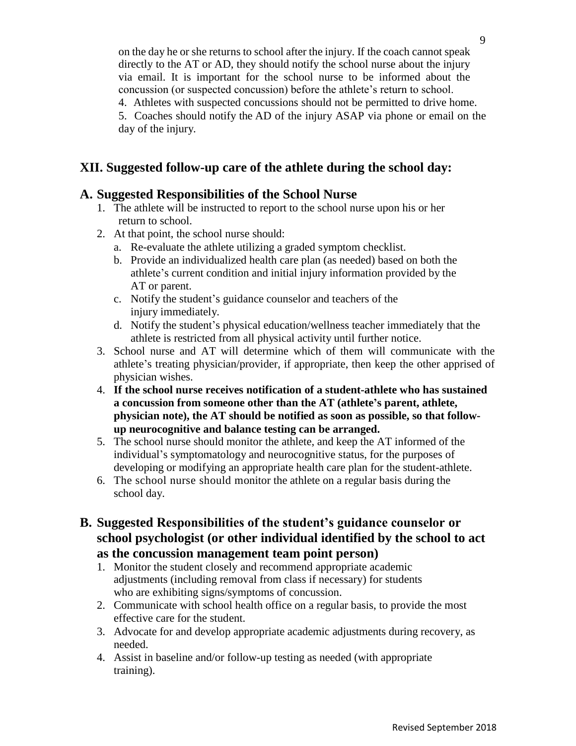on the day he or she returns to school after the injury. If the coach cannot speak directly to the AT or AD, they should notify the school nurse about the injury via email. It is important for the school nurse to be informed about the concussion (or suspected concussion) before the athlete's return to school.

4. Athletes with suspected concussions should not be permitted to drive home.
5. Coaches should notify the AD of the injury ASAP via phone or email on the day of the injury.

## XII. Suggested follow-up care of the athlete during the school day:

### A. Suggested Responsibilities of the School Nurse

1. The athlete will be instructed to report to the school nurse upon his or her return to school.
2. At that point, the school nurse should:
   a. Re-evaluate the athlete utilizing a graded symptom checklist.
   b. Provide an individualized health care plan (as needed) based on both the athlete's current condition and initial injury information provided by the AT or parent.
   c. Notify the student's guidance counselor and teachers of the injury immediately.
   d. Notify the student's physical education/wellness teacher immediately that the athlete is restricted from all physical activity until further notice.
3. School nurse and AT will determine which of them will communicate with the athlete's treating physician/provider, if appropriate, then keep the other apprised of physician wishes.
4. **If the school nurse receives notification of a student-athlete who has sustained a concussion from someone other than the AT (athlete's parent, athlete, physician note), the AT should be notified as soon as possible, so that follow-up neurocognitive and balance testing can be arranged.**
5. The school nurse should monitor the athlete, and keep the AT informed of the individual's symptomatology and neurocognitive status, for the purposes of developing or modifying an appropriate health care plan for the student-athlete.
6. The school nurse should monitor the athlete on a regular basis during the school day.

### B. Suggested Responsibilities of the student's guidance counselor or school psychologist (or other individual identified by the school to act as the concussion management team point person)

1. Monitor the student closely and recommend appropriate academic adjustments (including removal from class if necessary) for students who are exhibiting signs/symptoms of concussion.
2. Communicate with school health office on a regular basis, to provide the most effective care for the student.
3. Advocate for and develop appropriate academic adjustments during recovery, as needed.
4. Assist in baseline and/or follow-up testing as needed (with appropriate training).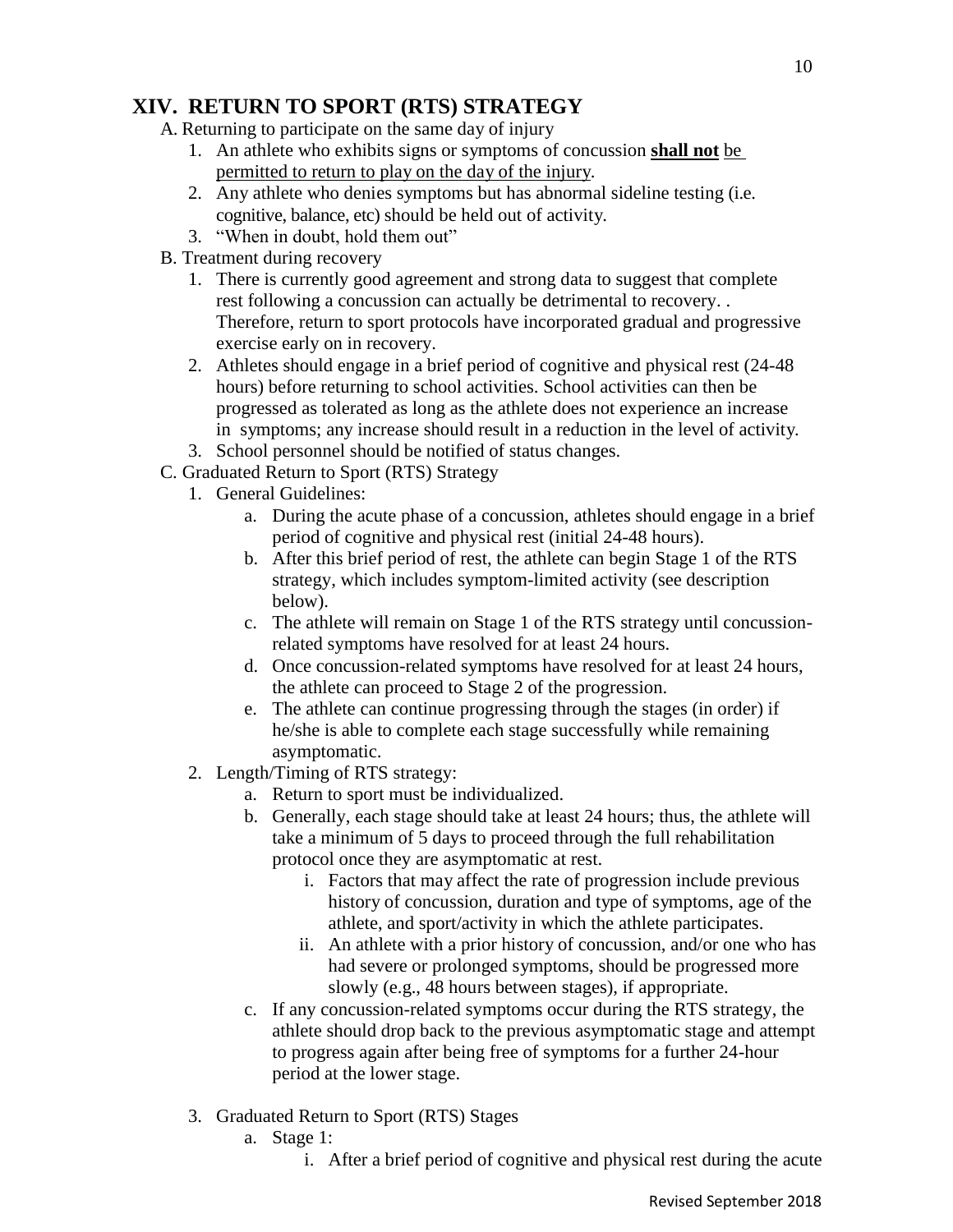## XIV. RETURN TO SPORT (RTS) STRATEGY

A. Returning to participate on the same day of injury

1. An athlete who exhibits signs or symptoms of concussion <u>**shall not** be permitted to return to play on the day of the injury</u>.
2. Any athlete who denies symptoms but has abnormal sideline testing (i.e. cognitive, balance, etc) should be held out of activity.
3. "When in doubt, hold them out"

B. Treatment during recovery

1. There is currently good agreement and strong data to suggest that complete rest following a concussion can actually be detrimental to recovery. . Therefore, return to sport protocols have incorporated gradual and progressive exercise early on in recovery.
2. Athletes should engage in a brief period of cognitive and physical rest (24-48 hours) before returning to school activities. School activities can then be progressed as tolerated as long as the athlete does not experience an increase in symptoms; any increase should result in a reduction in the level of activity.
3. School personnel should be notified of status changes.

C. Graduated Return to Sport (RTS) Strategy

1. General Guidelines:
   a. During the acute phase of a concussion, athletes should engage in a brief period of cognitive and physical rest (initial 24-48 hours).
   b. After this brief period of rest, the athlete can begin Stage 1 of the RTS strategy, which includes symptom-limited activity (see description below).
   c. The athlete will remain on Stage 1 of the RTS strategy until concussion-related symptoms have resolved for at least 24 hours.
   d. Once concussion-related symptoms have resolved for at least 24 hours, the athlete can proceed to Stage 2 of the progression.
   e. The athlete can continue progressing through the stages (in order) if he/she is able to complete each stage successfully while remaining asymptomatic.
2. Length/Timing of RTS strategy:
   a. Return to sport must be individualized.
   b. Generally, each stage should take at least 24 hours; thus, the athlete will take a minimum of 5 days to proceed through the full rehabilitation protocol once they are asymptomatic at rest.
      i. Factors that may affect the rate of progression include previous history of concussion, duration and type of symptoms, age of the athlete, and sport/activity in which the athlete participates.
      ii. An athlete with a prior history of concussion, and/or one who has had severe or prolonged symptoms, should be progressed more slowly (e.g., 48 hours between stages), if appropriate.
   c. If any concussion-related symptoms occur during the RTS strategy, the athlete should drop back to the previous asymptomatic stage and attempt to progress again after being free of symptoms for a further 24-hour period at the lower stage.
3. Graduated Return to Sport (RTS) Stages
   a. Stage 1:
      i. After a brief period of cognitive and physical rest during the acute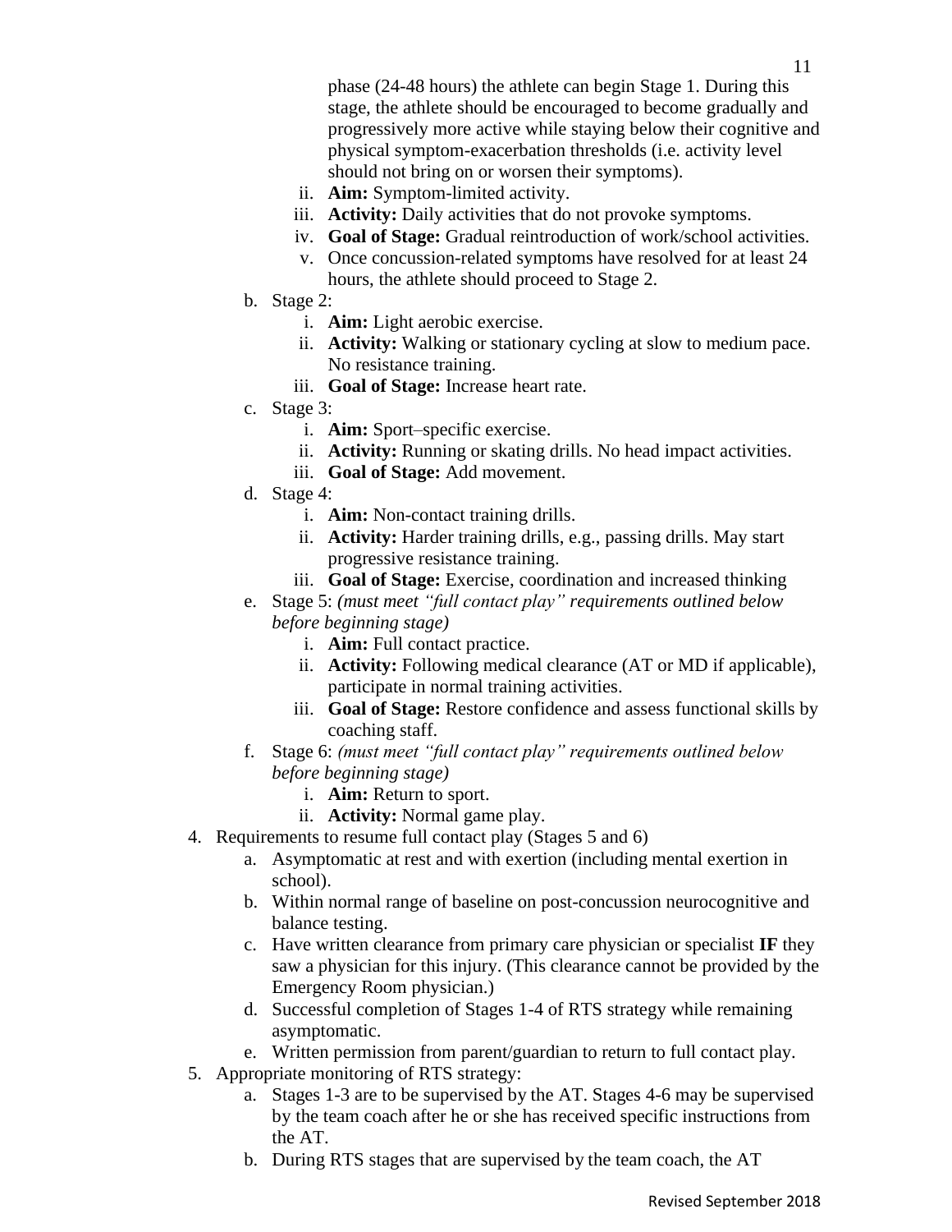phase (24-48 hours) the athlete can begin Stage 1. During this stage, the athlete should be encouraged to become gradually and progressively more active while staying below their cognitive and physical symptom-exacerbation thresholds (i.e. activity level should not bring on or worsen their symptoms).

   ii. **Aim:** Symptom-limited activity.
   iii. **Activity:** Daily activities that do not provoke symptoms.
   iv. **Goal of Stage:** Gradual reintroduction of work/school activities.
   v. Once concussion-related symptoms have resolved for at least 24 hours, the athlete should proceed to Stage 2.

b. Stage 2:
   i. **Aim:** Light aerobic exercise.
   ii. **Activity:** Walking or stationary cycling at slow to medium pace. No resistance training.
   iii. **Goal of Stage:** Increase heart rate.

c. Stage 3:
   i. **Aim:** Sport–specific exercise.
   ii. **Activity:** Running or skating drills. No head impact activities.
   iii. **Goal of Stage:** Add movement.

d. Stage 4:
   i. **Aim:** Non-contact training drills.
   ii. **Activity:** Harder training drills, e.g., passing drills. May start progressive resistance training.
   iii. **Goal of Stage:** Exercise, coordination and increased thinking

e. Stage 5: *(must meet "full contact play" requirements outlined below before beginning stage)*
   i. **Aim:** Full contact practice.
   ii. **Activity:** Following medical clearance (AT or MD if applicable), participate in normal training activities.
   iii. **Goal of Stage:** Restore confidence and assess functional skills by coaching staff.

f. Stage 6: *(must meet "full contact play" requirements outlined below before beginning stage)*
   i. **Aim:** Return to sport.
   ii. **Activity:** Normal game play.

4. Requirements to resume full contact play (Stages 5 and 6)
   a. Asymptomatic at rest and with exertion (including mental exertion in school).
   b. Within normal range of baseline on post-concussion neurocognitive and balance testing.
   c. Have written clearance from primary care physician or specialist **IF** they saw a physician for this injury. (This clearance cannot be provided by the Emergency Room physician.)
   d. Successful completion of Stages 1-4 of RTS strategy while remaining asymptomatic.
   e. Written permission from parent/guardian to return to full contact play.

5. Appropriate monitoring of RTS strategy:
   a. Stages 1-3 are to be supervised by the AT. Stages 4-6 may be supervised by the team coach after he or she has received specific instructions from the AT.
   b. During RTS stages that are supervised by the team coach, the AT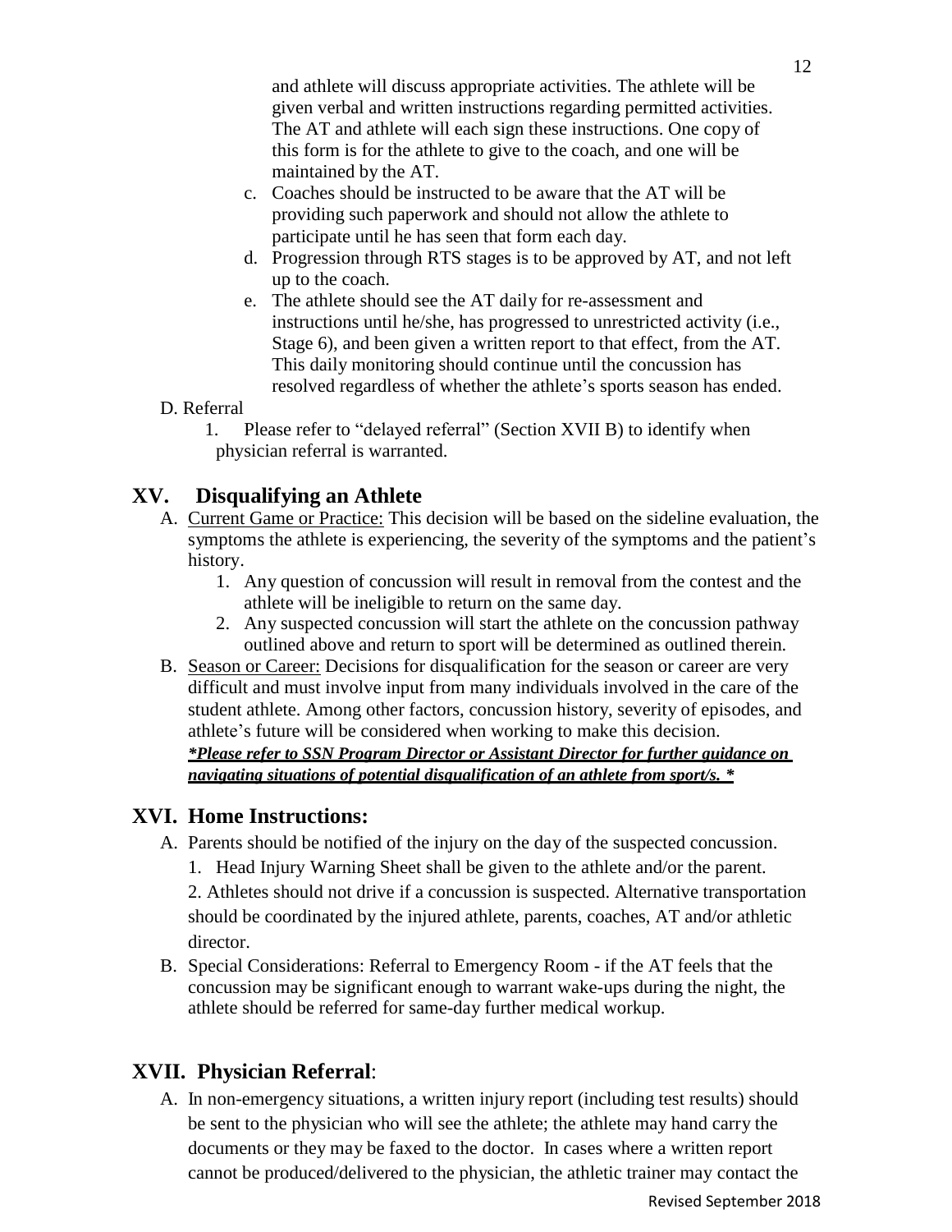and athlete will discuss appropriate activities. The athlete will be given verbal and written instructions regarding permitted activities. The AT and athlete will each sign these instructions. One copy of this form is for the athlete to give to the coach, and one will be maintained by the AT.

c. Coaches should be instructed to be aware that the AT will be providing such paperwork and should not allow the athlete to participate until he has seen that form each day.

d. Progression through RTS stages is to be approved by AT, and not left up to the coach.

e. The athlete should see the AT daily for re-assessment and instructions until he/she, has progressed to unrestricted activity (i.e., Stage 6), and been given a written report to that effect, from the AT. This daily monitoring should continue until the concussion has resolved regardless of whether the athlete's sports season has ended.

D. Referral

1. Please refer to "delayed referral" (Section XVII B) to identify when physician referral is warranted.

## XV. Disqualifying an Athlete

A. Current Game or Practice: This decision will be based on the sideline evaluation, the symptoms the athlete is experiencing, the severity of the symptoms and the patient's history.

1. Any question of concussion will result in removal from the contest and the athlete will be ineligible to return on the same day.
2. Any suspected concussion will start the athlete on the concussion pathway outlined above and return to sport will be determined as outlined therein.

B. Season or Career: Decisions for disqualification for the season or career are very difficult and must involve input from many individuals involved in the care of the student athlete. Among other factors, concussion history, severity of episodes, and athlete's future will be considered when working to make this decision.
***Please refer to SSN Program Director or Assistant Director for further guidance on navigating situations of potential disqualification of an athlete from sport/s. ***

## XVI. Home Instructions:

A. Parents should be notified of the injury on the day of the suspected concussion.

1. Head Injury Warning Sheet shall be given to the athlete and/or the parent.
2. Athletes should not drive if a concussion is suspected. Alternative transportation should be coordinated by the injured athlete, parents, coaches, AT and/or athletic director.

B. Special Considerations: Referral to Emergency Room - if the AT feels that the concussion may be significant enough to warrant wake-ups during the night, the athlete should be referred for same-day further medical workup.

## XVII. Physician Referral:

A. In non-emergency situations, a written injury report (including test results) should be sent to the physician who will see the athlete; the athlete may hand carry the documents or they may be faxed to the doctor. In cases where a written report cannot be produced/delivered to the physician, the athletic trainer may contact the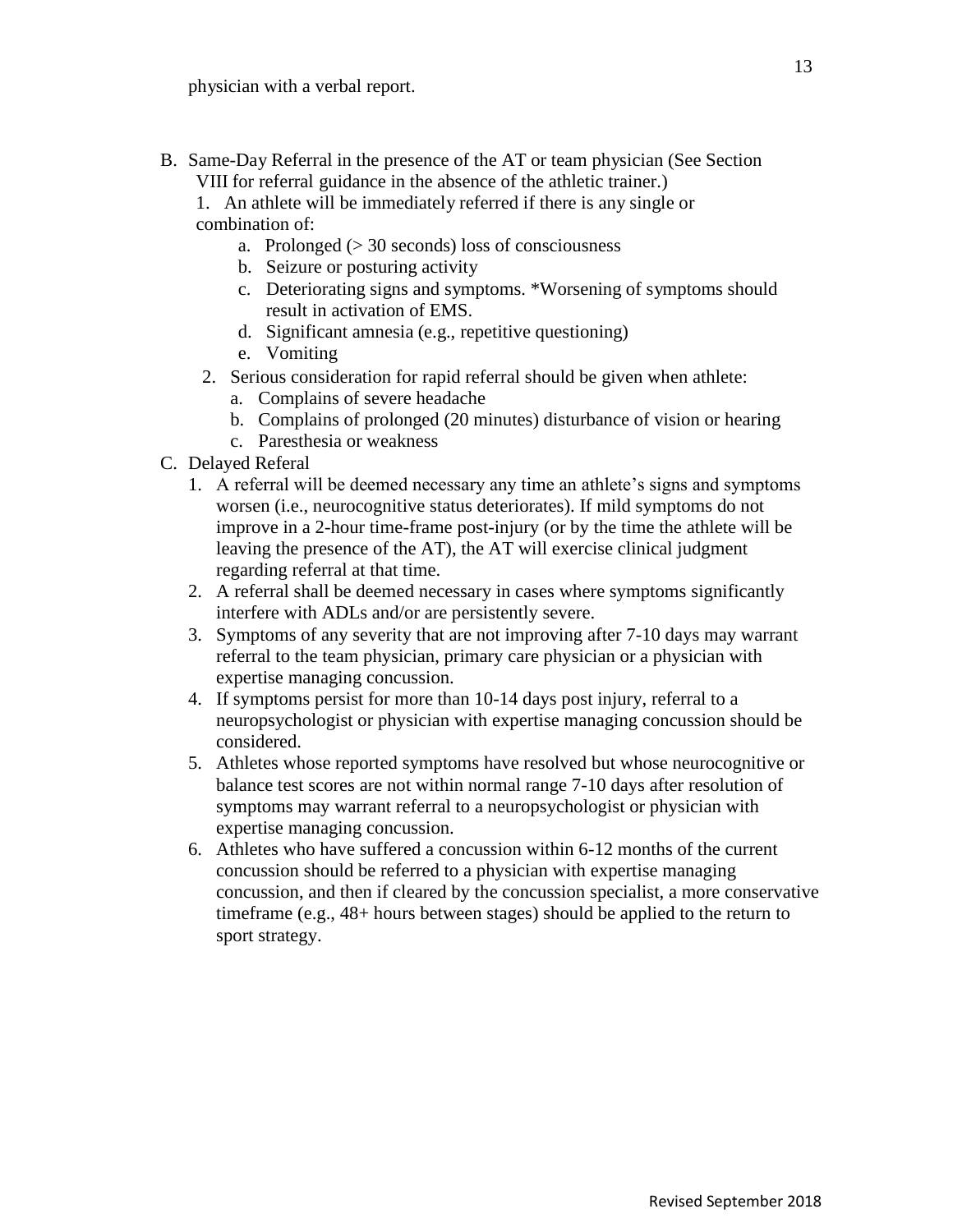physician with a verbal report.

B. Same-Day Referral in the presence of the AT or team physician (See Section VIII for referral guidance in the absence of the athletic trainer.)
   1. An athlete will be immediately referred if there is any single or combination of:
      a. Prolonged (> 30 seconds) loss of consciousness
      b. Seizure or posturing activity
      c. Deteriorating signs and symptoms. *Worsening of symptoms should result in activation of EMS.
      d. Significant amnesia (e.g., repetitive questioning)
      e. Vomiting
   2. Serious consideration for rapid referral should be given when athlete:
      a. Complains of severe headache
      b. Complains of prolonged (20 minutes) disturbance of vision or hearing
      c. Paresthesia or weakness

C. Delayed Referal
   1. A referral will be deemed necessary any time an athlete's signs and symptoms worsen (i.e., neurocognitive status deteriorates). If mild symptoms do not improve in a 2-hour time-frame post-injury (or by the time the athlete will be leaving the presence of the AT), the AT will exercise clinical judgment regarding referral at that time.
   2. A referral shall be deemed necessary in cases where symptoms significantly interfere with ADLs and/or are persistently severe.
   3. Symptoms of any severity that are not improving after 7-10 days may warrant referral to the team physician, primary care physician or a physician with expertise managing concussion.
   4. If symptoms persist for more than 10-14 days post injury, referral to a neuropsychologist or physician with expertise managing concussion should be considered.
   5. Athletes whose reported symptoms have resolved but whose neurocognitive or balance test scores are not within normal range 7-10 days after resolution of symptoms may warrant referral to a neuropsychologist or physician with expertise managing concussion.
   6. Athletes who have suffered a concussion within 6-12 months of the current concussion should be referred to a physician with expertise managing concussion, and then if cleared by the concussion specialist, a more conservative timeframe (e.g., 48+ hours between stages) should be applied to the return to sport strategy.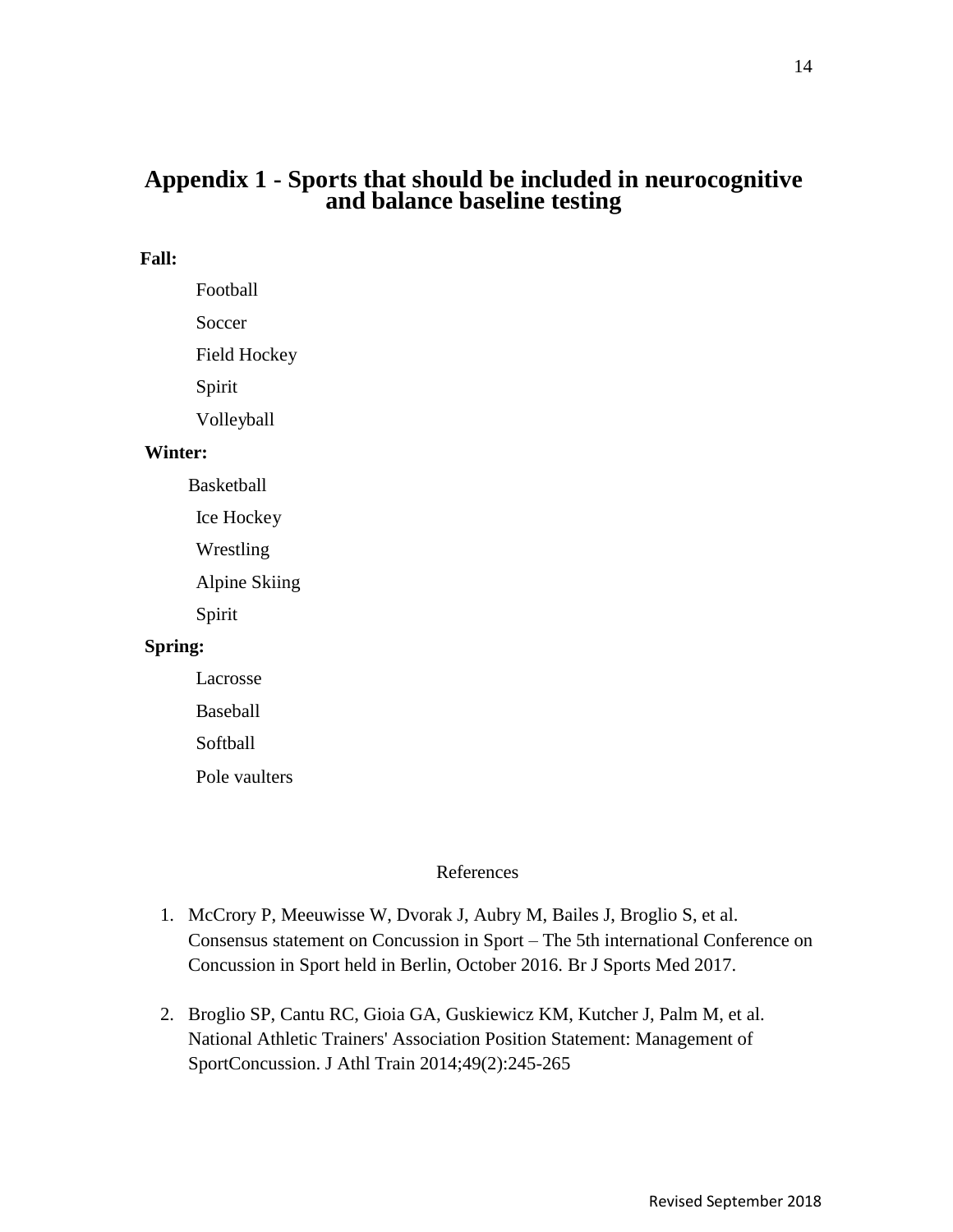# Appendix 1 - Sports that should be included in neurocognitive and balance baseline testing

**Fall:**

- Football
- Soccer
- Field Hockey
- Spirit
- Volleyball

**Winter:**

- Basketball
- Ice Hockey
- Wrestling
- Alpine Skiing
- Spirit

**Spring:**

- Lacrosse
- Baseball
- Softball
- Pole vaulters

References

1. McCrory P, Meeuwisse W, Dvorak J, Aubry M, Bailes J, Broglio S, et al. Consensus statement on Concussion in Sport – The 5th international Conference on Concussion in Sport held in Berlin, October 2016. Br J Sports Med 2017.

2. Broglio SP, Cantu RC, Gioia GA, Guskiewicz KM, Kutcher J, Palm M, et al. National Athletic Trainers' Association Position Statement: Management of SportConcussion. J Athl Train 2014;49(2):245-265

Revised September 2018